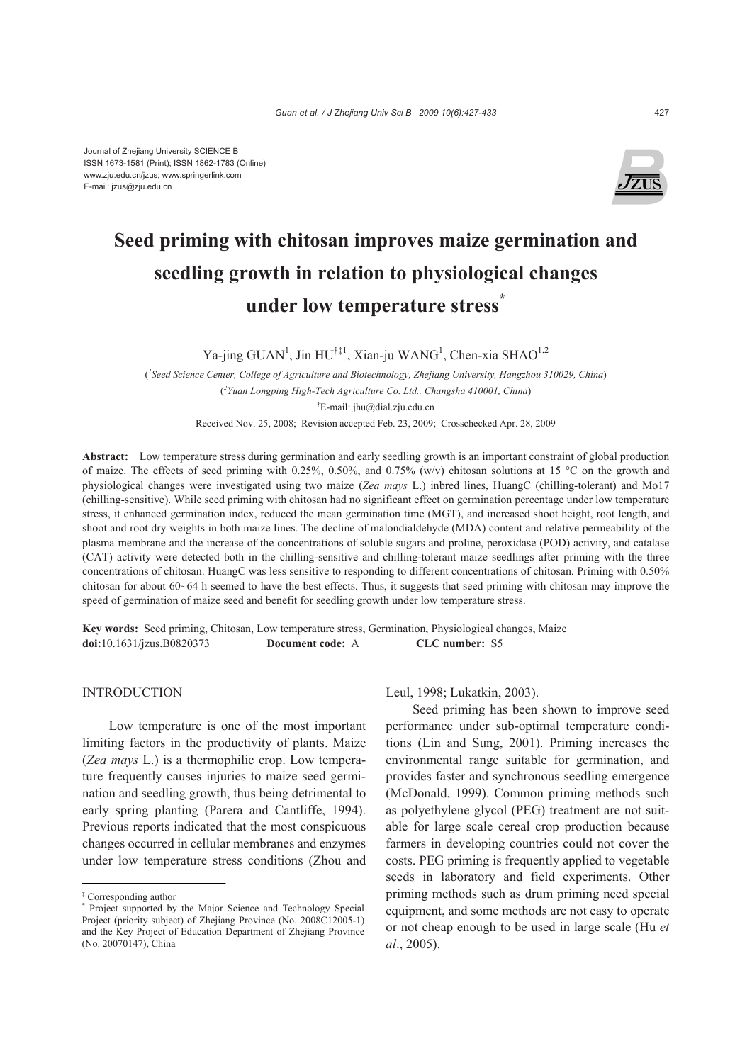Journal of Zhejiang University SCIENCE B
ISSN 1673-1581 (Print); ISSN 1862-1783 (Online)
www.zju.edu.cn/jzus; www.springerlink.com
E-mail: jzus@zju.edu.cn

# Seed priming with chitosan improves maize germination and seedling growth in relation to physiological changes under low temperature stress*

Ya-jing GUAN[1], Jin HU[†‡1], Xian-ju WANG[1], Chen-xia SHAO[1,2]

([1]*Seed Science Center, College of Agriculture and Biotechnology, Zhejiang University, Hangzhou 310029, China*)

([2]*Yuan Longping High-Tech Agriculture Co. Ltd., Changsha 410001, China*)

[†]E-mail: jhu@dial.zju.edu.cn

Received Nov. 25, 2008; Revision accepted Feb. 23, 2009; Crosschecked Apr. 28, 2009

**Abstract:** Low temperature stress during germination and early seedling growth is an important constraint of global production of maize. The effects of seed priming with 0.25%, 0.50%, and 0.75% (w/v) chitosan solutions at 15 °C on the growth and physiological changes were investigated using two maize (*Zea mays* L.) inbred lines, HuangC (chilling-tolerant) and Mo17 (chilling-sensitive). While seed priming with chitosan had no significant effect on germination percentage under low temperature stress, it enhanced germination index, reduced the mean germination time (MGT), and increased shoot height, root length, and shoot and root dry weights in both maize lines. The decline of malondialdehyde (MDA) content and relative permeability of the plasma membrane and the increase of the concentrations of soluble sugars and proline, peroxidase (POD) activity, and catalase (CAT) activity were detected both in the chilling-sensitive and chilling-tolerant maize seedlings after priming with the three concentrations of chitosan. HuangC was less sensitive to responding to different concentrations of chitosan. Priming with 0.50% chitosan for about 60~64 h seemed to have the best effects. Thus, it suggests that seed priming with chitosan may improve the speed of germination of maize seed and benefit for seedling growth under low temperature stress.

**Key words:** Seed priming, Chitosan, Low temperature stress, Germination, Physiological changes, Maize
**doi:**10.1631/jzus.B0820373 **Document code:** A **CLC number:** S5

## INTRODUCTION

Low temperature is one of the most important limiting factors in the productivity of plants. Maize (*Zea mays* L.) is a thermophilic crop. Low temperature frequently causes injuries to maize seed germination and seedling growth, thus being detrimental to early spring planting (Parera and Cantliffe, 1994). Previous reports indicated that the most conspicuous changes occurred in cellular membranes and enzymes under low temperature stress conditions (Zhou and Leul, 1998; Lukatkin, 2003).

Seed priming has been shown to improve seed performance under sub-optimal temperature conditions (Lin and Sung, 2001). Priming increases the environmental range suitable for germination, and provides faster and synchronous seedling emergence (McDonald, 1999). Common priming methods such as polyethylene glycol (PEG) treatment are not suitable for large scale cereal crop production because farmers in developing countries could not cover the costs. PEG priming is frequently applied to vegetable seeds in laboratory and field experiments. Other priming methods such as drum priming need special equipment, and some methods are not easy to operate or not cheap enough to be used in large scale (Hu *et al*., 2005).

---

‡ Corresponding author
\* Project supported by the Major Science and Technology Special Project (priority subject) of Zhejiang Province (No. 2008C12005-1) and the Key Project of Education Department of Zhejiang Province (No. 20070147), China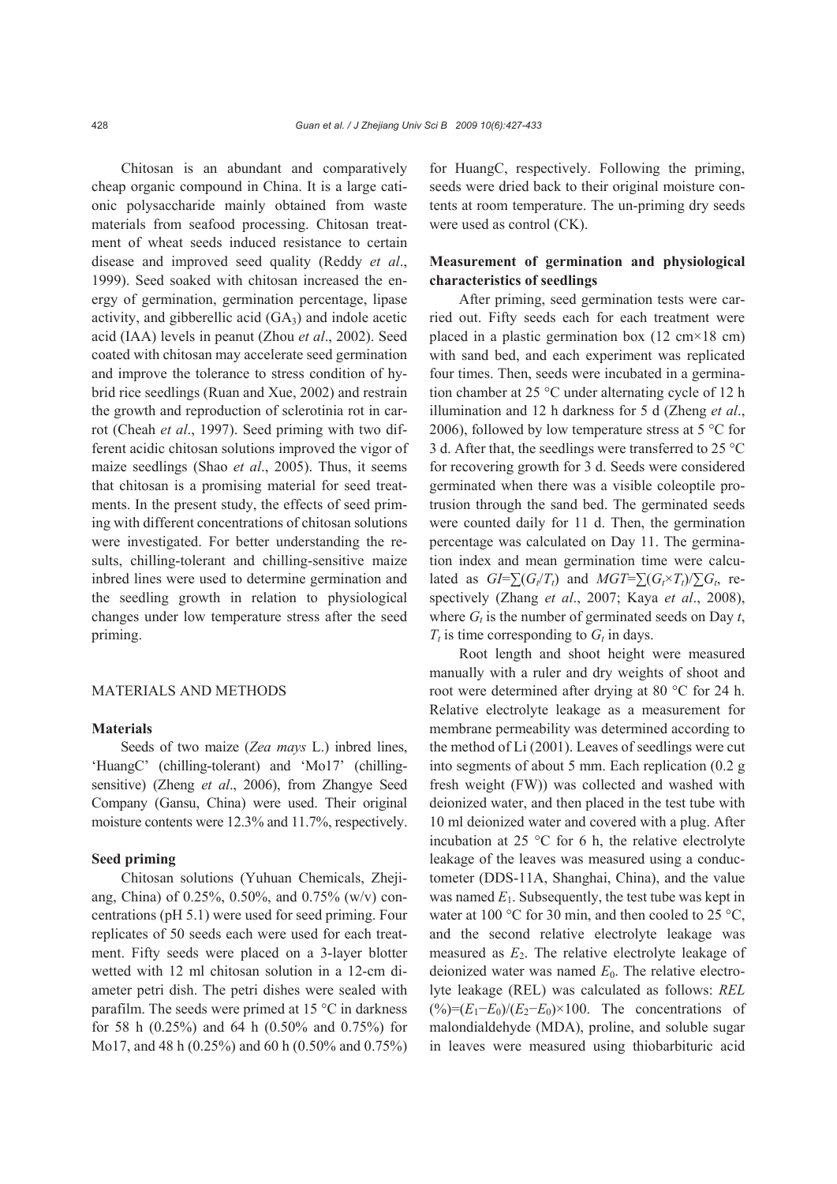Chitosan is an abundant and comparatively cheap organic compound in China. It is a large cationic polysaccharide mainly obtained from waste materials from seafood processing. Chitosan treatment of wheat seeds induced resistance to certain disease and improved seed quality (Reddy *et al*., 1999). Seed soaked with chitosan increased the energy of germination, germination percentage, lipase activity, and gibberellic acid ($GA_3$) and indole acetic acid (IAA) levels in peanut (Zhou *et al*., 2002). Seed coated with chitosan may accelerate seed germination and improve the tolerance to stress condition of hybrid rice seedlings (Ruan and Xue, 2002) and restrain the growth and reproduction of sclerotinia rot in carrot (Cheah *et al*., 1997). Seed priming with two different acidic chitosan solutions improved the vigor of maize seedlings (Shao *et al*., 2005). Thus, it seems that chitosan is a promising material for seed treatments. In the present study, the effects of seed priming with different concentrations of chitosan solutions were investigated. For better understanding the results, chilling-tolerant and chilling-sensitive maize inbred lines were used to determine germination and the seedling growth in relation to physiological changes under low temperature stress after the seed priming.

## MATERIALS AND METHODS

### Materials

Seeds of two maize (*Zea mays* L.) inbred lines, 'HuangC' (chilling-tolerant) and 'Mo17' (chilling-sensitive) (Zheng *et al*., 2006), from Zhangye Seed Company (Gansu, China) were used. Their original moisture contents were 12.3% and 11.7%, respectively.

### Seed priming

Chitosan solutions (Yuhuan Chemicals, Zhejiang, China) of 0.25%, 0.50%, and 0.75% (w/v) concentrations (pH 5.1) were used for seed priming. Four replicates of 50 seeds each were used for each treatment. Fifty seeds were placed on a 3-layer blotter wetted with 12 ml chitosan solution in a 12-cm diameter petri dish. The petri dishes were sealed with parafilm. The seeds were primed at 15 °C in darkness for 58 h (0.25%) and 64 h (0.50% and 0.75%) for Mo17, and 48 h (0.25%) and 60 h (0.50% and 0.75%) for HuangC, respectively. Following the priming, seeds were dried back to their original moisture contents at room temperature. The un-priming dry seeds were used as control (CK).

### Measurement of germination and physiological characteristics of seedlings

After priming, seed germination tests were carried out. Fifty seeds each for each treatment were placed in a plastic germination box (12 cm×18 cm) with sand bed, and each experiment was replicated four times. Then, seeds were incubated in a germination chamber at 25 °C under alternating cycle of 12 h illumination and 12 h darkness for 5 d (Zheng *et al*., 2006), followed by low temperature stress at 5 °C for 3 d. After that, the seedlings were transferred to 25 °C for recovering growth for 3 d. Seeds were considered germinated when there was a visible coleoptile protrusion through the sand bed. The germinated seeds were counted daily for 11 d. Then, the germination percentage was calculated on Day 11. The germination index and mean germination time were calculated as $GI=\sum(G_t/T_t)$ and $MGT=\sum(G_t\times T_t)/\sum G_t$, respectively (Zhang *et al*., 2007; Kaya *et al*., 2008), where $G_t$ is the number of germinated seeds on Day $t$, $T_t$ is time corresponding to $G_t$ in days.

Root length and shoot height were measured manually with a ruler and dry weights of shoot and root were determined after drying at 80 °C for 24 h. Relative electrolyte leakage as a measurement for membrane permeability was determined according to the method of Li (2001). Leaves of seedlings were cut into segments of about 5 mm. Each replication (0.2 g fresh weight (FW)) was collected and washed with deionized water, and then placed in the test tube with 10 ml deionized water and covered with a plug. After incubation at 25 °C for 6 h, the relative electrolyte leakage of the leaves was measured using a conductometer (DDS-11A, Shanghai, China), and the value was named $E_1$. Subsequently, the test tube was kept in water at 100 °C for 30 min, and then cooled to 25 °C, and the second relative electrolyte leakage was measured as $E_2$. The relative electrolyte leakage of deionized water was named $E_0$. The relative electrolyte leakage (REL) was calculated as follows: $REL$ $(\%)=(E_1-E_0)/(E_2-E_0)\times 100$. The concentrations of malondialdehyde (MDA), proline, and soluble sugar in leaves were measured using thiobarbituric acid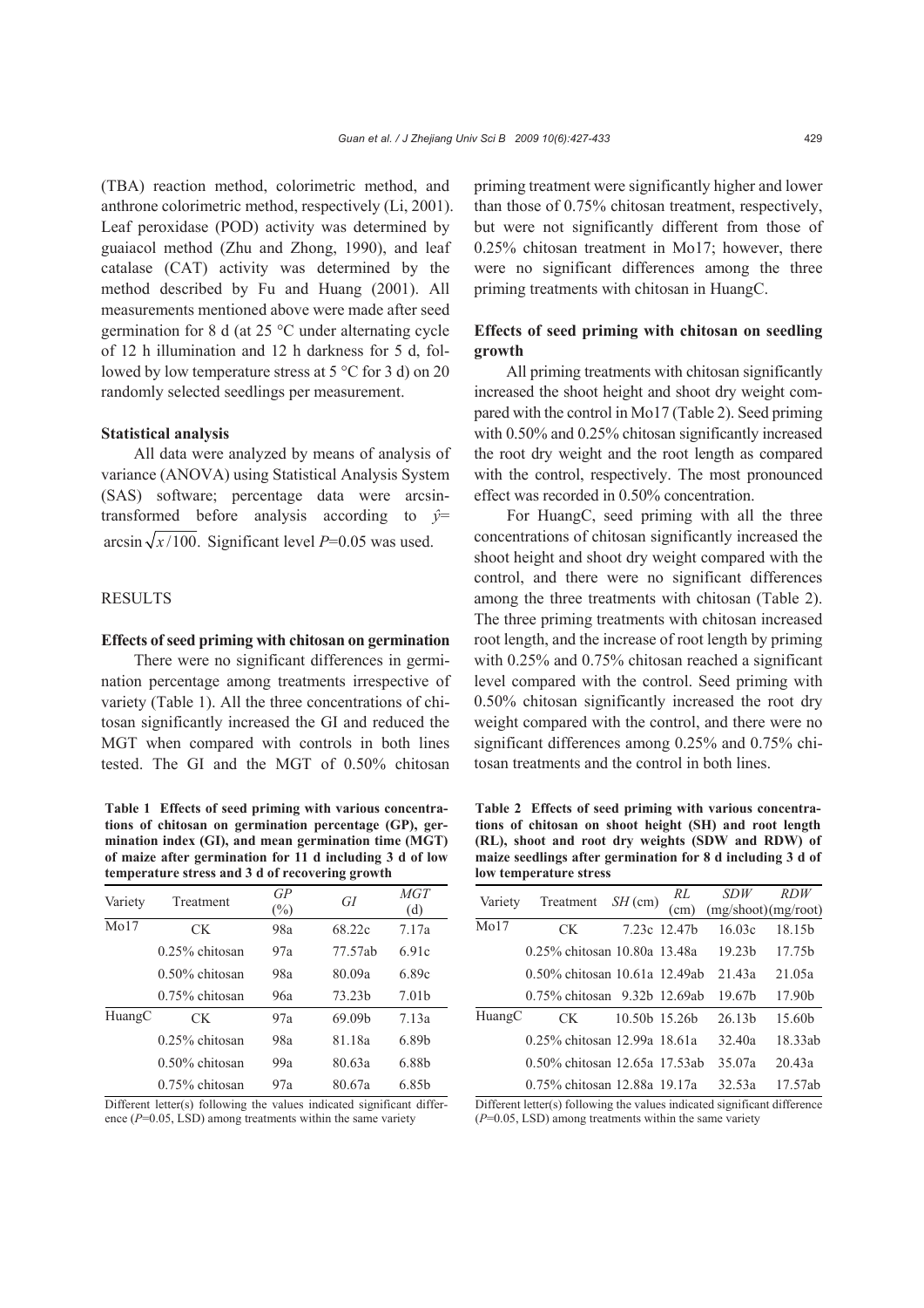(TBA) reaction method, colorimetric method, and anthrone colorimetric method, respectively (Li, 2001). Leaf peroxidase (POD) activity was determined by guaiacol method (Zhu and Zhong, 1990), and leaf catalase (CAT) activity was determined by the method described by Fu and Huang (2001). All measurements mentioned above were made after seed germination for 8 d (at 25 °C under alternating cycle of 12 h illumination and 12 h darkness for 5 d, followed by low temperature stress at 5 °C for 3 d) on 20 randomly selected seedlings per measurement.

### Statistical analysis

All data were analyzed by means of analysis of variance (ANOVA) using Statistical Analysis System (SAS) software; percentage data were arcsin-transformed before analysis according to $\hat{y}=\arcsin\sqrt{x/100}$. Significant level $P$=0.05 was used.

## RESULTS

### Effects of seed priming with chitosan on germination

There were no significant differences in germination percentage among treatments irrespective of variety (Table 1). All the three concentrations of chitosan significantly increased the GI and reduced the MGT when compared with controls in both lines tested. The GI and the MGT of 0.50% chitosan priming treatment were significantly higher and lower than those of 0.75% chitosan treatment, respectively, but were not significantly different from those of 0.25% chitosan treatment in Mo17; however, there were no significant differences among the three priming treatments with chitosan in HuangC.

**Table 1 Effects of seed priming with various concentrations of chitosan on germination percentage (GP), germination index (GI), and mean germination time (MGT) of maize after germination for 11 d including 3 d of low temperature stress and 3 d of recovering growth**

| Variety | Treatment | *GP* (%) | *GI* | *MGT* (d) |
|---|---|---|---|---|
| Mo17 | CK | 98a | 68.22c | 7.17a |
| | 0.25% chitosan | 97a | 77.57ab | 6.91c |
| | 0.50% chitosan | 98a | 80.09a | 6.89c |
| | 0.75% chitosan | 96a | 73.23b | 7.01b |
| HuangC | CK | 97a | 69.09b | 7.13a |
| | 0.25% chitosan | 98a | 81.18a | 6.89b |
| | 0.50% chitosan | 99a | 80.63a | 6.88b |
| | 0.75% chitosan | 97a | 80.67a | 6.85b |

Different letter(s) following the values indicated significant difference ($P$=0.05, LSD) among treatments within the same variety

### Effects of seed priming with chitosan on seedling growth

All priming treatments with chitosan significantly increased the shoot height and shoot dry weight compared with the control in Mo17 (Table 2). Seed priming with 0.50% and 0.25% chitosan significantly increased the root dry weight and the root length as compared with the control, respectively. The most pronounced effect was recorded in 0.50% concentration.

For HuangC, seed priming with all the three concentrations of chitosan significantly increased the shoot height and shoot dry weight compared with the control, and there were no significant differences among the three treatments with chitosan (Table 2). The three priming treatments with chitosan increased root length, and the increase of root length by priming with 0.25% and 0.75% chitosan reached a significant level compared with the control. Seed priming with 0.50% chitosan significantly increased the root dry weight compared with the control, and there were no significant differences among 0.25% and 0.75% chitosan treatments and the control in both lines.

**Table 2 Effects of seed priming with various concentrations of chitosan on shoot height (SH) and root length (RL), shoot and root dry weights (SDW and RDW) of maize seedlings after germination for 8 d including 3 d of low temperature stress**

| Variety | Treatment | *SH* (cm) | *RL* (cm) | *SDW* (mg/shoot) | *RDW* (mg/root) |
|---|---|---|---|---|---|
| Mo17 | CK | 7.23c | 12.47b | 16.03c | 18.15b |
| | 0.25% chitosan | 10.80a | 13.48a | 19.23b | 17.75b |
| | 0.50% chitosan | 10.61a | 12.49ab | 21.43a | 21.05a |
| | 0.75% chitosan | 9.32b | 12.69ab | 19.67b | 17.90b |
| HuangC | CK | 10.50b | 15.26b | 26.13b | 15.60b |
| | 0.25% chitosan | 12.99a | 18.61a | 32.40a | 18.33ab |
| | 0.50% chitosan | 12.65a | 17.53ab | 35.07a | 20.43a |
| | 0.75% chitosan | 12.88a | 19.17a | 32.53a | 17.57ab |

Different letter(s) following the values indicated significant difference ($P$=0.05, LSD) among treatments within the same variety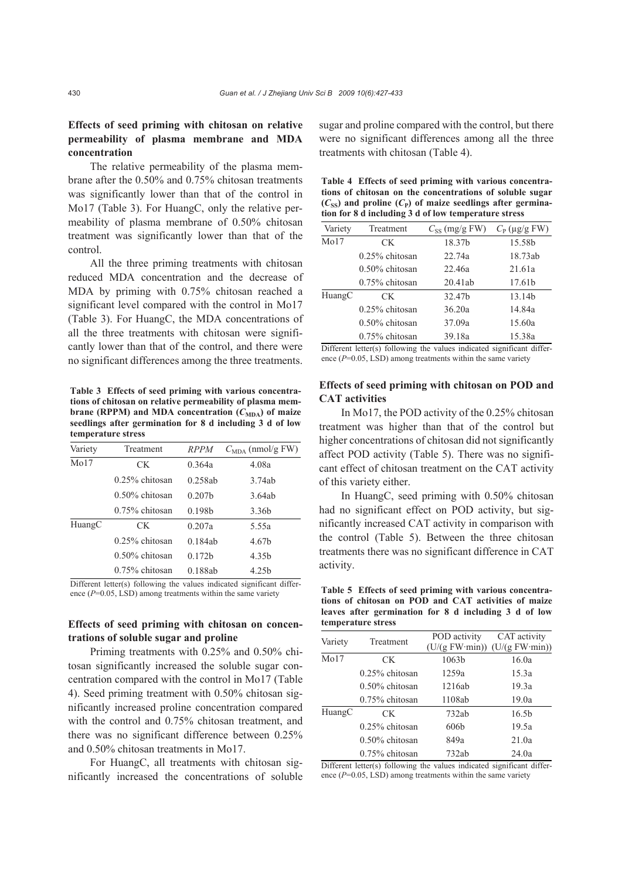## Effects of seed priming with chitosan on relative permeability of plasma membrane and MDA concentration

The relative permeability of the plasma membrane after the 0.50% and 0.75% chitosan treatments was significantly lower than that of the control in Mo17 (Table 3). For HuangC, only the relative permeability of plasma membrane of 0.50% chitosan treatment was significantly lower than that of the control.

All the three priming treatments with chitosan reduced MDA concentration and the decrease of MDA by priming with 0.75% chitosan reached a significant level compared with the control in Mo17 (Table 3). For HuangC, the MDA concentrations of all the three treatments with chitosan were significantly lower than that of the control, and there were no significant differences among the three treatments.

**Table 3 Effects of seed priming with various concentrations of chitosan on relative permeability of plasma membrane (RPPM) and MDA concentration ($C_{MDA}$) of maize seedlings after germination for 8 d including 3 d of low temperature stress**

| Variety | Treatment | *RPPM* | $C_{MDA}$ (nmol/g FW) |
|---|---|---|---|
| Mo17 | CK | 0.364a | 4.08a |
| | 0.25% chitosan | 0.258ab | 3.74ab |
| | 0.50% chitosan | 0.207b | 3.64ab |
| | 0.75% chitosan | 0.198b | 3.36b |
| HuangC | CK | 0.207a | 5.55a |
| | 0.25% chitosan | 0.184ab | 4.67b |
| | 0.50% chitosan | 0.172b | 4.35b |
| | 0.75% chitosan | 0.188ab | 4.25b |

Different letter(s) following the values indicated significant difference ($P$=0.05, LSD) among treatments within the same variety

## Effects of seed priming with chitosan on concentrations of soluble sugar and proline

Priming treatments with 0.25% and 0.50% chitosan significantly increased the soluble sugar concentration compared with the control in Mo17 (Table 4). Seed priming treatment with 0.50% chitosan significantly increased proline concentration compared with the control and 0.75% chitosan treatment, and there was no significant difference between 0.25% and 0.50% chitosan treatments in Mo17.

For HuangC, all treatments with chitosan significantly increased the concentrations of soluble sugar and proline compared with the control, but there were no significant differences among all the three treatments with chitosan (Table 4).

**Table 4 Effects of seed priming with various concentrations of chitosan on the concentrations of soluble sugar ($C_{SS}$) and proline ($C_P$) of maize seedlings after germination for 8 d including 3 d of low temperature stress**

| Variety | Treatment | $C_{SS}$ (mg/g FW) | $C_P$ (μg/g FW) |
|---|---|---|---|
| Mo17 | CK | 18.37b | 15.58b |
| | 0.25% chitosan | 22.74a | 18.73ab |
| | 0.50% chitosan | 22.46a | 21.61a |
| | 0.75% chitosan | 20.41ab | 17.61b |
| HuangC | CK | 32.47b | 13.14b |
| | 0.25% chitosan | 36.20a | 14.84a |
| | 0.50% chitosan | 37.09a | 15.60a |
| | 0.75% chitosan | 39.18a | 15.38a |

Different letter(s) following the values indicated significant difference ($P$=0.05, LSD) among treatments within the same variety

## Effects of seed priming with chitosan on POD and CAT activities

In Mo17, the POD activity of the 0.25% chitosan treatment was higher than that of the control but higher concentrations of chitosan did not significantly affect POD activity (Table 5). There was no significant effect of chitosan treatment on the CAT activity of this variety either.

In HuangC, seed priming with 0.50% chitosan had no significant effect on POD activity, but significantly increased CAT activity in comparison with the control (Table 5). Between the three chitosan treatments there was no significant difference in CAT activity.

**Table 5 Effects of seed priming with various concentrations of chitosan on POD and CAT activities of maize leaves after germination for 8 d including 3 d of low temperature stress**

| Variety | Treatment | POD activity (U/(g FW·min)) | CAT activity (U/(g FW·min)) |
|---|---|---|---|
| Mo17 | CK | 1063b | 16.0a |
| | 0.25% chitosan | 1259a | 15.3a |
| | 0.50% chitosan | 1216ab | 19.3a |
| | 0.75% chitosan | 1108ab | 19.0a |
| HuangC | CK | 732ab | 16.5b |
| | 0.25% chitosan | 606b | 19.5a |
| | 0.50% chitosan | 849a | 21.0a |
| | 0.75% chitosan | 732ab | 24.0a |

Different letter(s) following the values indicated significant difference ($P$=0.05, LSD) among treatments within the same variety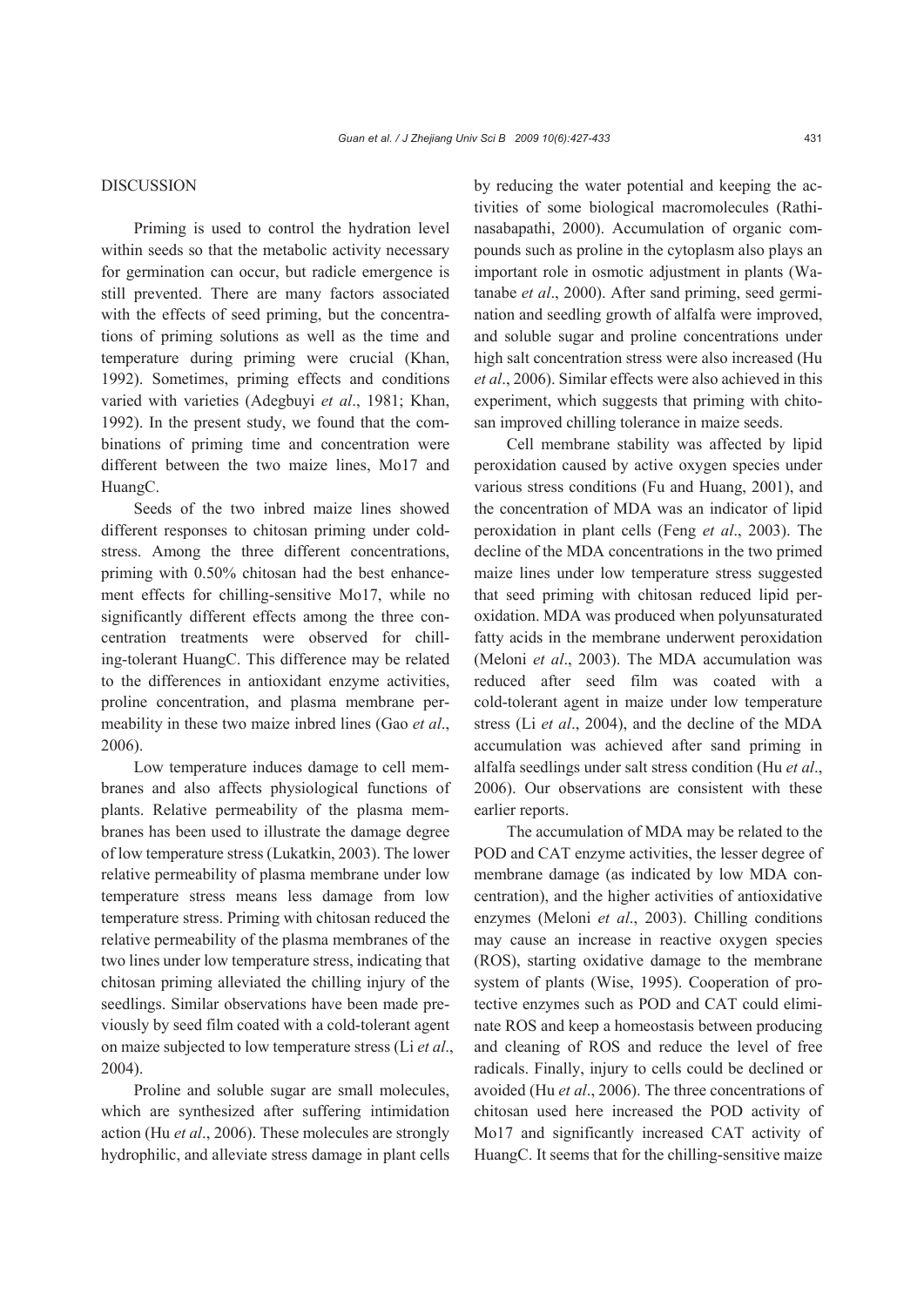## DISCUSSION

Priming is used to control the hydration level within seeds so that the metabolic activity necessary for germination can occur, but radicle emergence is still prevented. There are many factors associated with the effects of seed priming, but the concentrations of priming solutions as well as the time and temperature during priming were crucial (Khan, 1992). Sometimes, priming effects and conditions varied with varieties (Adegbuyi *et al*., 1981; Khan, 1992). In the present study, we found that the combinations of priming time and concentration were different between the two maize lines, Mo17 and HuangC.

Seeds of the two inbred maize lines showed different responses to chitosan priming under cold-stress. Among the three different concentrations, priming with 0.50% chitosan had the best enhancement effects for chilling-sensitive Mo17, while no significantly different effects among the three concentration treatments were observed for chilling-tolerant HuangC. This difference may be related to the differences in antioxidant enzyme activities, proline concentration, and plasma membrane permeability in these two maize inbred lines (Gao *et al*., 2006).

Low temperature induces damage to cell membranes and also affects physiological functions of plants. Relative permeability of the plasma membranes has been used to illustrate the damage degree of low temperature stress (Lukatkin, 2003). The lower relative permeability of plasma membrane under low temperature stress means less damage from low temperature stress. Priming with chitosan reduced the relative permeability of the plasma membranes of the two lines under low temperature stress, indicating that chitosan priming alleviated the chilling injury of the seedlings. Similar observations have been made previously by seed film coated with a cold-tolerant agent on maize subjected to low temperature stress (Li *et al*., 2004).

Proline and soluble sugar are small molecules, which are synthesized after suffering intimidation action (Hu *et al*., 2006). These molecules are strongly hydrophilic, and alleviate stress damage in plant cells by reducing the water potential and keeping the activities of some biological macromolecules (Rathinasabapathi, 2000). Accumulation of organic compounds such as proline in the cytoplasm also plays an important role in osmotic adjustment in plants (Watanabe *et al*., 2000). After sand priming, seed germination and seedling growth of alfalfa were improved, and soluble sugar and proline concentrations under high salt concentration stress were also increased (Hu *et al*., 2006). Similar effects were also achieved in this experiment, which suggests that priming with chitosan improved chilling tolerance in maize seeds.

Cell membrane stability was affected by lipid peroxidation caused by active oxygen species under various stress conditions (Fu and Huang, 2001), and the concentration of MDA was an indicator of lipid peroxidation in plant cells (Feng *et al*., 2003). The decline of the MDA concentrations in the two primed maize lines under low temperature stress suggested that seed priming with chitosan reduced lipid peroxidation. MDA was produced when polyunsaturated fatty acids in the membrane underwent peroxidation (Meloni *et al*., 2003). The MDA accumulation was reduced after seed film was coated with a cold-tolerant agent in maize under low temperature stress (Li *et al*., 2004), and the decline of the MDA accumulation was achieved after sand priming in alfalfa seedlings under salt stress condition (Hu *et al*., 2006). Our observations are consistent with these earlier reports.

The accumulation of MDA may be related to the POD and CAT enzyme activities, the lesser degree of membrane damage (as indicated by low MDA concentration), and the higher activities of antioxidative enzymes (Meloni *et al*., 2003). Chilling conditions may cause an increase in reactive oxygen species (ROS), starting oxidative damage to the membrane system of plants (Wise, 1995). Cooperation of protective enzymes such as POD and CAT could eliminate ROS and keep a homeostasis between producing and cleaning of ROS and reduce the level of free radicals. Finally, injury to cells could be declined or avoided (Hu *et al*., 2006). The three concentrations of chitosan used here increased the POD activity of Mo17 and significantly increased CAT activity of HuangC. It seems that for the chilling-sensitive maize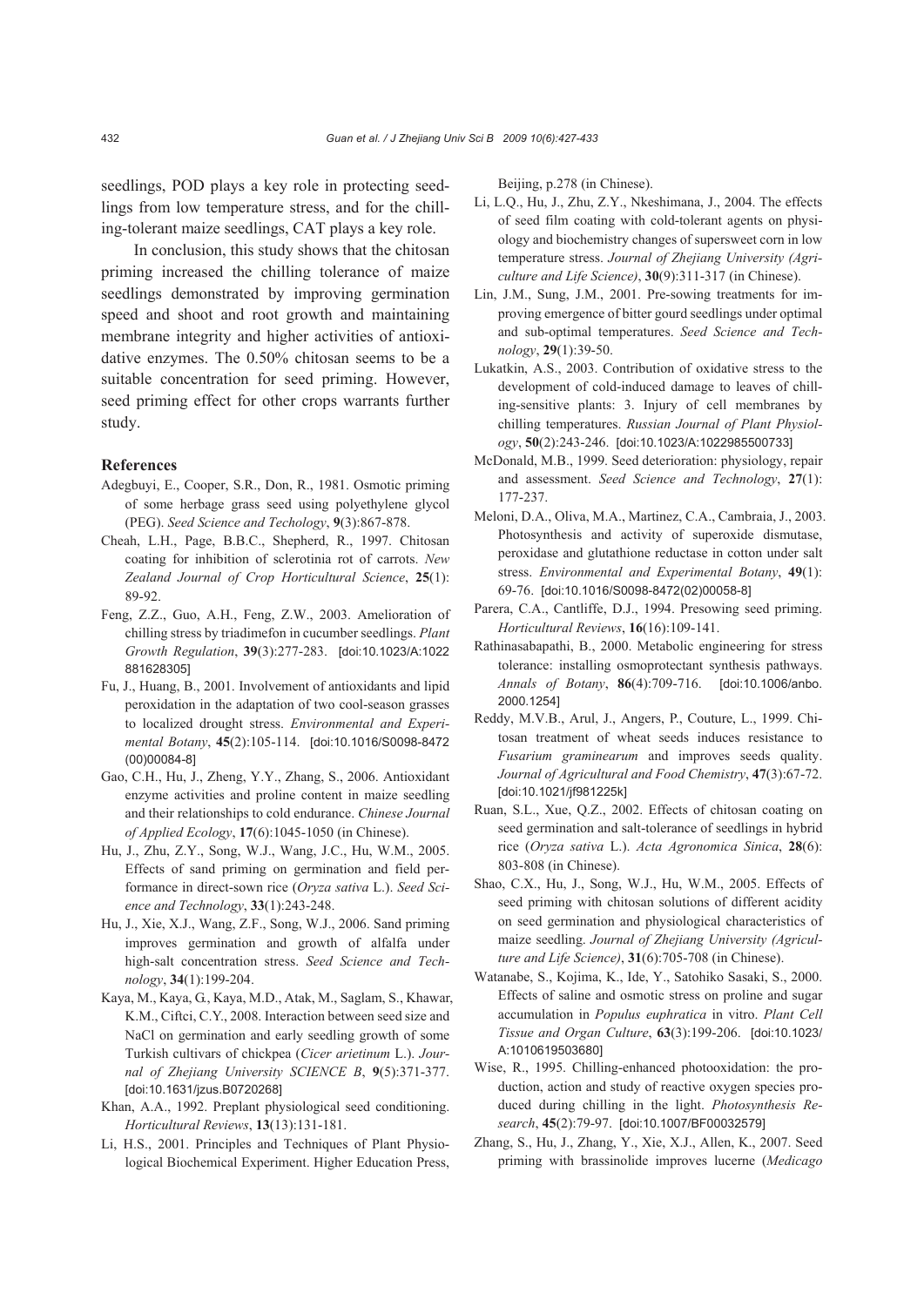seedlings, POD plays a key role in protecting seedlings from low temperature stress, and for the chilling-tolerant maize seedlings, CAT plays a key role.

In conclusion, this study shows that the chitosan priming increased the chilling tolerance of maize seedlings demonstrated by improving germination speed and shoot and root growth and maintaining membrane integrity and higher activities of antioxidative enzymes. The 0.50% chitosan seems to be a suitable concentration for seed priming. However, seed priming effect for other crops warrants further study.

## References

Adegbuyi, E., Cooper, S.R., Don, R., 1981. Osmotic priming of some herbage grass seed using polyethylene glycol (PEG). *Seed Science and Techology*, **9**(3):867-878.

Cheah, L.H., Page, B.B.C., Shepherd, R., 1997. Chitosan coating for inhibition of sclerotinia rot of carrots. *New Zealand Journal of Crop Horticultural Science*, **25**(1): 89-92.

Feng, Z.Z., Guo, A.H., Feng, Z.W., 2003. Amelioration of chilling stress by triadimefon in cucumber seedlings. *Plant Growth Regulation*, **39**(3):277-283. [doi:10.1023/A:1022881628305]

Fu, J., Huang, B., 2001. Involvement of antioxidants and lipid peroxidation in the adaptation of two cool-season grasses to localized drought stress. *Environmental and Experimental Botany*, **45**(2):105-114. [doi:10.1016/S0098-8472(00)00084-8]

Gao, C.H., Hu, J., Zheng, Y.Y., Zhang, S., 2006. Antioxidant enzyme activities and proline content in maize seedling and their relationships to cold endurance. *Chinese Journal of Applied Ecology*, **17**(6):1045-1050 (in Chinese).

Hu, J., Zhu, Z.Y., Song, W.J., Wang, J.C., Hu, W.M., 2005. Effects of sand priming on germination and field performance in direct-sown rice (*Oryza sativa* L.). *Seed Science and Technology*, **33**(1):243-248.

Hu, J., Xie, X.J., Wang, Z.F., Song, W.J., 2006. Sand priming improves germination and growth of alfalfa under high-salt concentration stress. *Seed Science and Technology*, **34**(1):199-204.

Kaya, M., Kaya, G., Kaya, M.D., Atak, M., Saglam, S., Khawar, K.M., Ciftci, C.Y., 2008. Interaction between seed size and NaCl on germination and early seedling growth of some Turkish cultivars of chickpea (*Cicer arietinum* L.). *Journal of Zhejiang University SCIENCE B*, **9**(5):371-377. [doi:10.1631/jzus.B0720268]

Khan, A.A., 1992. Preplant physiological seed conditioning. *Horticultural Reviews*, **13**(13):131-181.

Li, H.S., 2001. Principles and Techniques of Plant Physiological Biochemical Experiment. Higher Education Press, Beijing, p.278 (in Chinese).

Li, L.Q., Hu, J., Zhu, Z.Y., Nkeshimana, J., 2004. The effects of seed film coating with cold-tolerant agents on physiology and biochemistry changes of supersweet corn in low temperature stress. *Journal of Zhejiang University (Agriculture and Life Science)*, **30**(9):311-317 (in Chinese).

Lin, J.M., Sung, J.M., 2001. Pre-sowing treatments for improving emergence of bitter gourd seedlings under optimal and sub-optimal temperatures. *Seed Science and Technology*, **29**(1):39-50.

Lukatkin, A.S., 2003. Contribution of oxidative stress to the development of cold-induced damage to leaves of chilling-sensitive plants: 3. Injury of cell membranes by chilling temperatures. *Russian Journal of Plant Physiology*, **50**(2):243-246. [doi:10.1023/A:1022985500733]

McDonald, M.B., 1999. Seed deterioration: physiology, repair and assessment. *Seed Science and Technology*, **27**(1): 177-237.

Meloni, D.A., Oliva, M.A., Martinez, C.A., Cambraia, J., 2003. Photosynthesis and activity of superoxide dismutase, peroxidase and glutathione reductase in cotton under salt stress. *Environmental and Experimental Botany*, **49**(1): 69-76. [doi:10.1016/S0098-8472(02)00058-8]

Parera, C.A., Cantliffe, D.J., 1994. Presowing seed priming. *Horticultural Reviews*, **16**(16):109-141.

Rathinasabapathi, B., 2000. Metabolic engineering for stress tolerance: installing osmoprotectant synthesis pathways. *Annals of Botany*, **86**(4):709-716. [doi:10.1006/anbo.2000.1254]

Reddy, M.V.B., Arul, J., Angers, P., Couture, L., 1999. Chitosan treatment of wheat seeds induces resistance to *Fusarium graminearum* and improves seeds quality. *Journal of Agricultural and Food Chemistry*, **47**(3):67-72. [doi:10.1021/jf981225k]

Ruan, S.L., Xue, Q.Z., 2002. Effects of chitosan coating on seed germination and salt-tolerance of seedlings in hybrid rice (*Oryza sativa* L.). *Acta Agronomica Sinica*, **28**(6): 803-808 (in Chinese).

Shao, C.X., Hu, J., Song, W.J., Hu, W.M., 2005. Effects of seed priming with chitosan solutions of different acidity on seed germination and physiological characteristics of maize seedling. *Journal of Zhejiang University (Agriculture and Life Science)*, **31**(6):705-708 (in Chinese).

Watanabe, S., Kojima, K., Ide, Y., Satohiko Sasaki, S., 2000. Effects of saline and osmotic stress on proline and sugar accumulation in *Populus euphratica* in vitro. *Plant Cell Tissue and Organ Culture*, **63**(3):199-206. [doi:10.1023/A:1010619503680]

Wise, R., 1995. Chilling-enhanced photooxidation: the production, action and study of reactive oxygen species produced during chilling in the light. *Photosynthesis Research*, **45**(2):79-97. [doi:10.1007/BF00032579]

Zhang, S., Hu, J., Zhang, Y., Xie, X.J., Allen, K., 2007. Seed priming with brassinolide improves lucerne (*Medicago*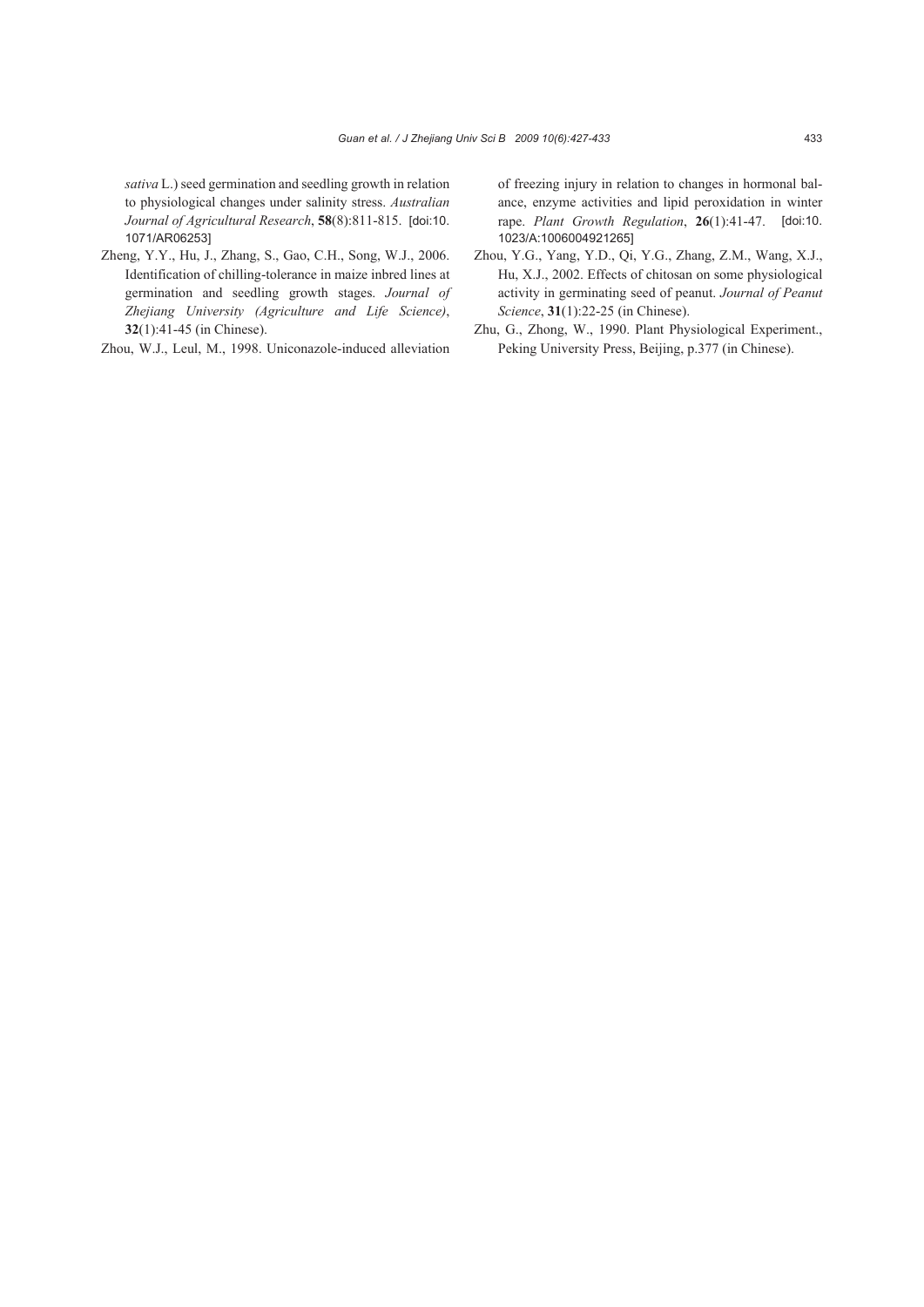*sativa* L.) seed germination and seedling growth in relation to physiological changes under salinity stress. *Australian Journal of Agricultural Research*, **58**(8):811-815. [doi:10.1071/AR06253]

Zheng, Y.Y., Hu, J., Zhang, S., Gao, C.H., Song, W.J., 2006. Identification of chilling-tolerance in maize inbred lines at germination and seedling growth stages. *Journal of Zhejiang University (Agriculture and Life Science)*, **32**(1):41-45 (in Chinese).

Zhou, W.J., Leul, M., 1998. Uniconazole-induced alleviation of freezing injury in relation to changes in hormonal balance, enzyme activities and lipid peroxidation in winter rape. *Plant Growth Regulation*, **26**(1):41-47. [doi:10.1023/A:1006004921265]

Zhou, Y.G., Yang, Y.D., Qi, Y.G., Zhang, Z.M., Wang, X.J., Hu, X.J., 2002. Effects of chitosan on some physiological activity in germinating seed of peanut. *Journal of Peanut Science*, **31**(1):22-25 (in Chinese).

Zhu, G., Zhong, W., 1990. Plant Physiological Experiment., Peking University Press, Beijing, p.377 (in Chinese).